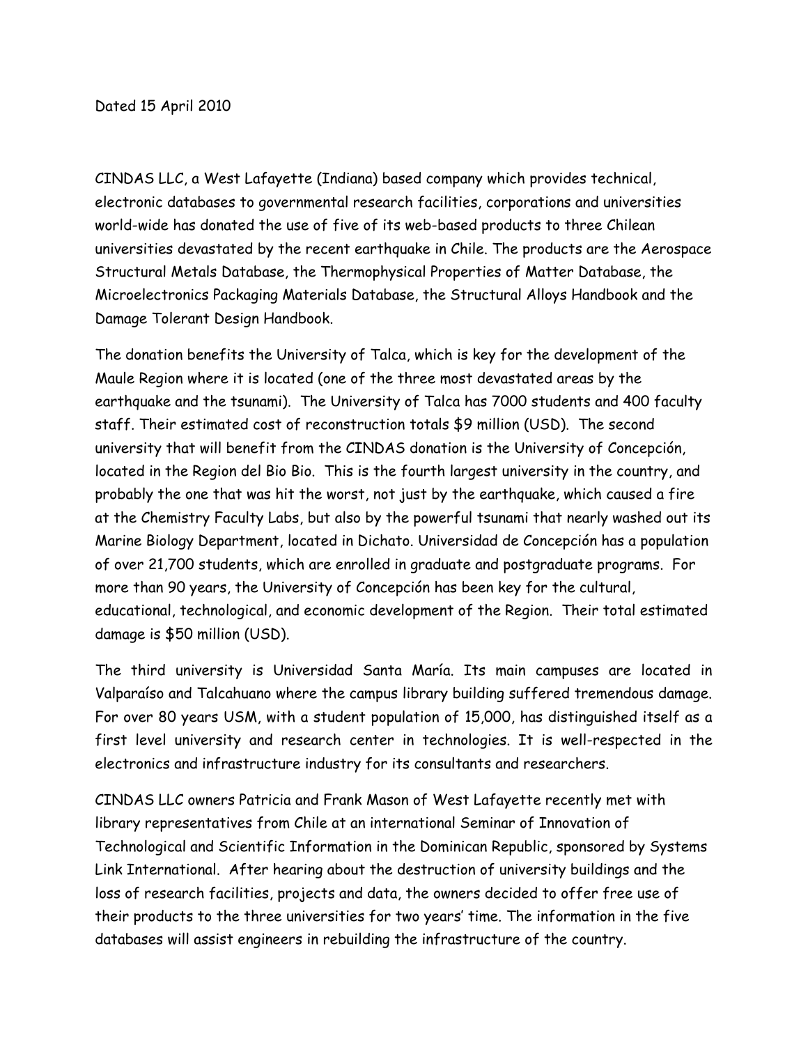Dated 15 April 2010

CINDAS LLC, a West Lafayette (Indiana) based company which provides technical, electronic databases to governmental research facilities, corporations and universities world-wide has donated the use of five of its web-based products to three Chilean universities devastated by the recent earthquake in Chile. The products are the Aerospace Structural Metals Database, the Thermophysical Properties of Matter Database, the Microelectronics Packaging Materials Database, the Structural Alloys Handbook and the Damage Tolerant Design Handbook.

The donation benefits the University of Talca, which is key for the development of the Maule Region where it is located (one of the three most devastated areas by the earthquake and the tsunami). The University of Talca has 7000 students and 400 faculty staff. Their estimated cost of reconstruction totals $9 million (USD). The second university that will benefit from the CINDAS donation is the University of Concepción, located in the Region del Bio Bio. This is the fourth largest university in the country, and probably the one that was hit the worst, not just by the earthquake, which caused a fire at the Chemistry Faculty Labs, but also by the powerful tsunami that nearly washed out its Marine Biology Department, located in Dichato. Universidad de Concepción has a population of over 21,700 students, which are enrolled in graduate and postgraduate programs. For more than 90 years, the University of Concepción has been key for the cultural, educational, technological, and economic development of the Region. Their total estimated damage is $50 million (USD).

The third university is Universidad Santa María. Its main campuses are located in Valparaíso and Talcahuano where the campus library building suffered tremendous damage. For over 80 years USM, with a student population of 15,000, has distinguished itself as a first level university and research center in technologies. It is well-respected in the electronics and infrastructure industry for its consultants and researchers.

CINDAS LLC owners Patricia and Frank Mason of West Lafayette recently met with library representatives from Chile at an international Seminar of Innovation of Technological and Scientific Information in the Dominican Republic, sponsored by Systems Link International. After hearing about the destruction of university buildings and the loss of research facilities, projects and data, the owners decided to offer free use of their products to the three universities for two years' time. The information in the five databases will assist engineers in rebuilding the infrastructure of the country.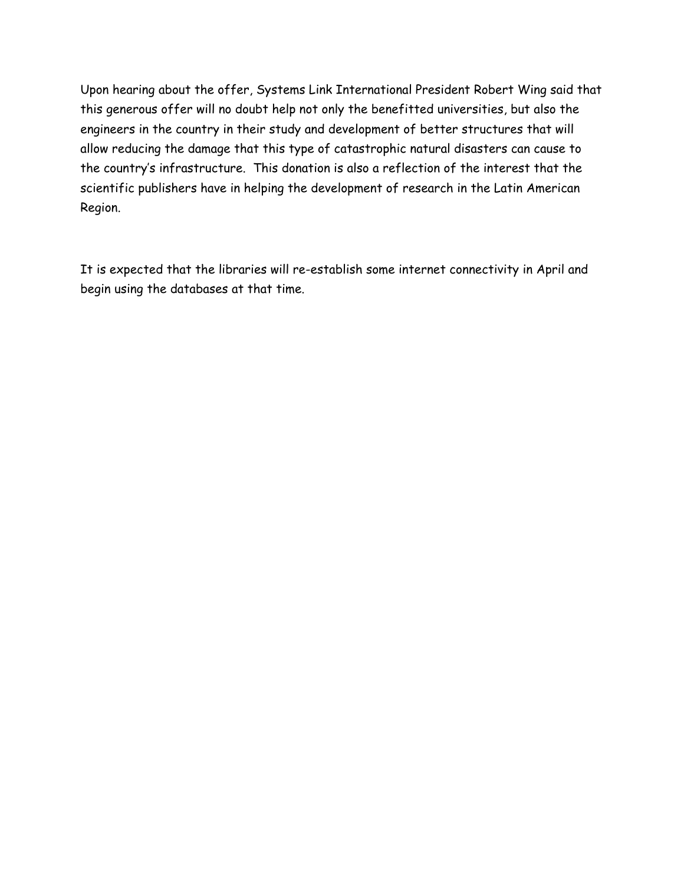Upon hearing about the offer, Systems Link International President Robert Wing said that this generous offer will no doubt help not only the benefitted universities, but also the engineers in the country in their study and development of better structures that will allow reducing the damage that this type of catastrophic natural disasters can cause to the country's infrastructure. This donation is also a reflection of the interest that the scientific publishers have in helping the development of research in the Latin American Region.

It is expected that the libraries will re-establish some internet connectivity in April and begin using the databases at that time.